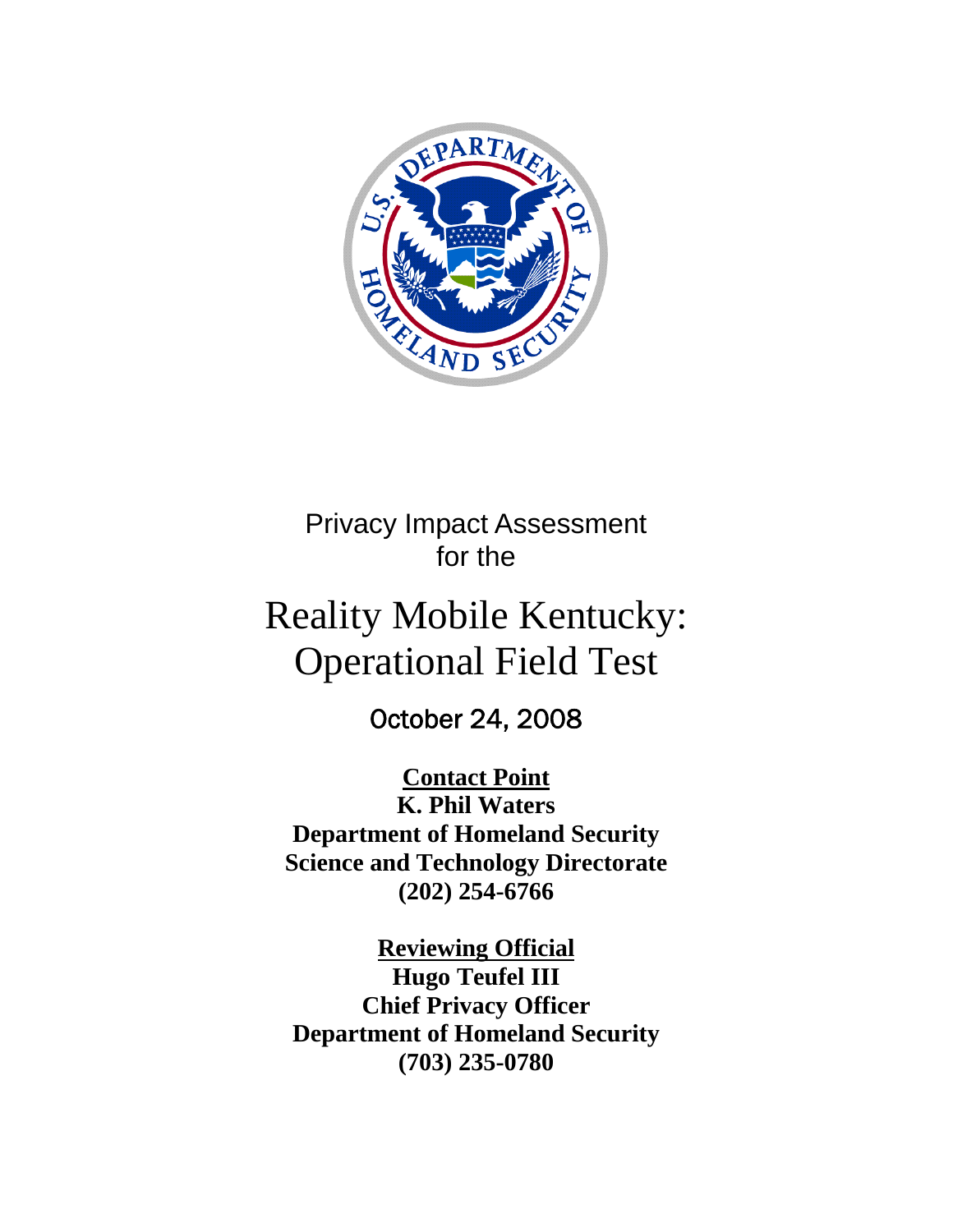Privacy Impact Assessment
for the

# Reality Mobile Kentucky: Operational Field Test

October 24, 2008

**Contact Point**
**K. Phil Waters**
**Department of Homeland Security**
**Science and Technology Directorate**
**(202) 254-6766**

**Reviewing Official**
**Hugo Teufel III**
**Chief Privacy Officer**
**Department of Homeland Security**
**(703) 235-0780**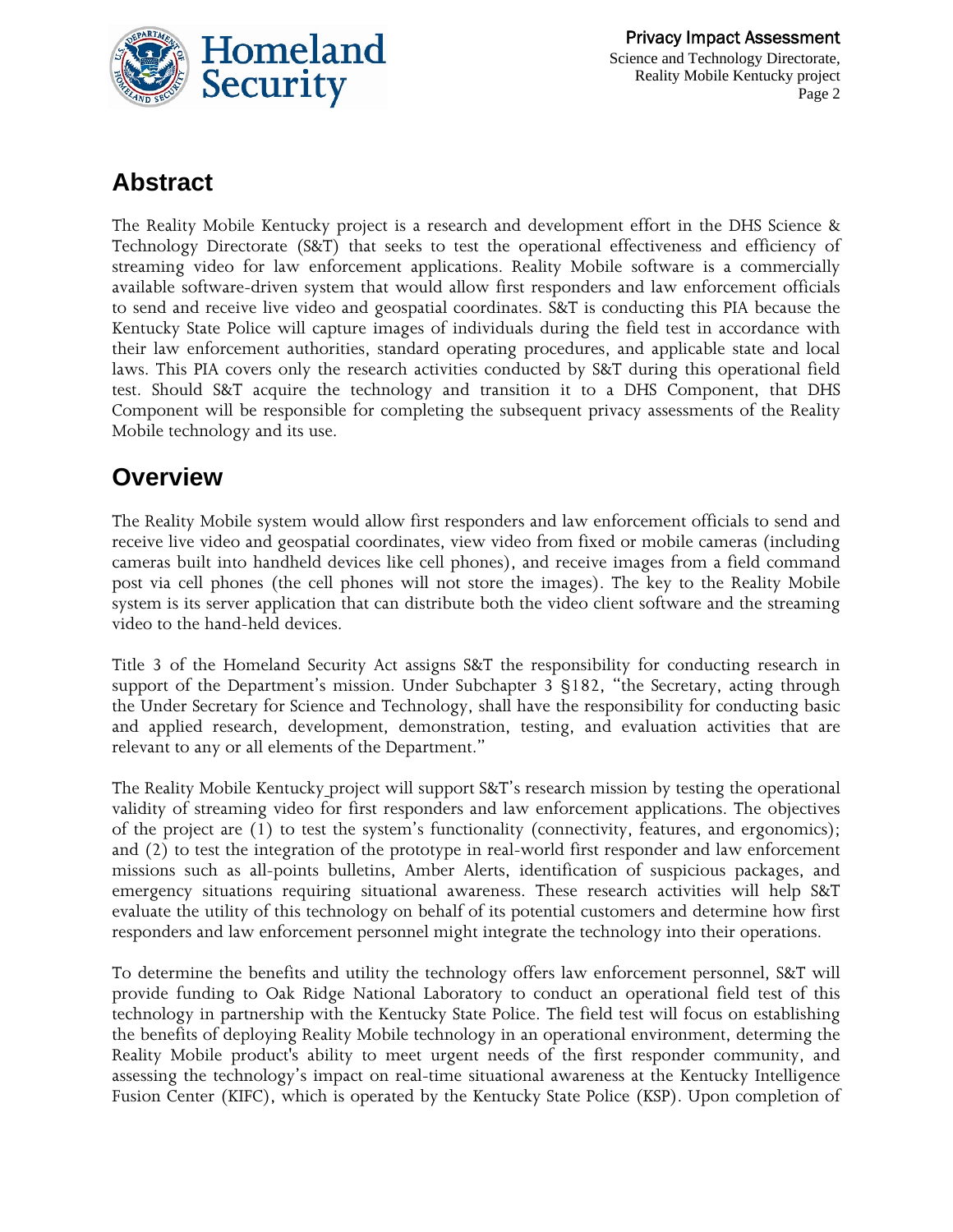## Abstract

The Reality Mobile Kentucky project is a research and development effort in the DHS Science & Technology Directorate (S&T) that seeks to test the operational effectiveness and efficiency of streaming video for law enforcement applications. Reality Mobile software is a commercially available software-driven system that would allow first responders and law enforcement officials to send and receive live video and geospatial coordinates. S&T is conducting this PIA because the Kentucky State Police will capture images of individuals during the field test in accordance with their law enforcement authorities, standard operating procedures, and applicable state and local laws. This PIA covers only the research activities conducted by S&T during this operational field test. Should S&T acquire the technology and transition it to a DHS Component, that DHS Component will be responsible for completing the subsequent privacy assessments of the Reality Mobile technology and its use.

## Overview

The Reality Mobile system would allow first responders and law enforcement officials to send and receive live video and geospatial coordinates, view video from fixed or mobile cameras (including cameras built into handheld devices like cell phones), and receive images from a field command post via cell phones (the cell phones will not store the images). The key to the Reality Mobile system is its server application that can distribute both the video client software and the streaming video to the hand-held devices.

Title 3 of the Homeland Security Act assigns S&T the responsibility for conducting research in support of the Department's mission. Under Subchapter 3 §182, "the Secretary, acting through the Under Secretary for Science and Technology, shall have the responsibility for conducting basic and applied research, development, demonstration, testing, and evaluation activities that are relevant to any or all elements of the Department."

The Reality Mobile Kentucky project will support S&T's research mission by testing the operational validity of streaming video for first responders and law enforcement applications. The objectives of the project are (1) to test the system's functionality (connectivity, features, and ergonomics); and (2) to test the integration of the prototype in real-world first responder and law enforcement missions such as all-points bulletins, Amber Alerts, identification of suspicious packages, and emergency situations requiring situational awareness. These research activities will help S&T evaluate the utility of this technology on behalf of its potential customers and determine how first responders and law enforcement personnel might integrate the technology into their operations.

To determine the benefits and utility the technology offers law enforcement personnel, S&T will provide funding to Oak Ridge National Laboratory to conduct an operational field test of this technology in partnership with the Kentucky State Police. The field test will focus on establishing the benefits of deploying Reality Mobile technology in an operational environment, determing the Reality Mobile product's ability to meet urgent needs of the first responder community, and assessing the technology's impact on real-time situational awareness at the Kentucky Intelligence Fusion Center (KIFC), which is operated by the Kentucky State Police (KSP). Upon completion of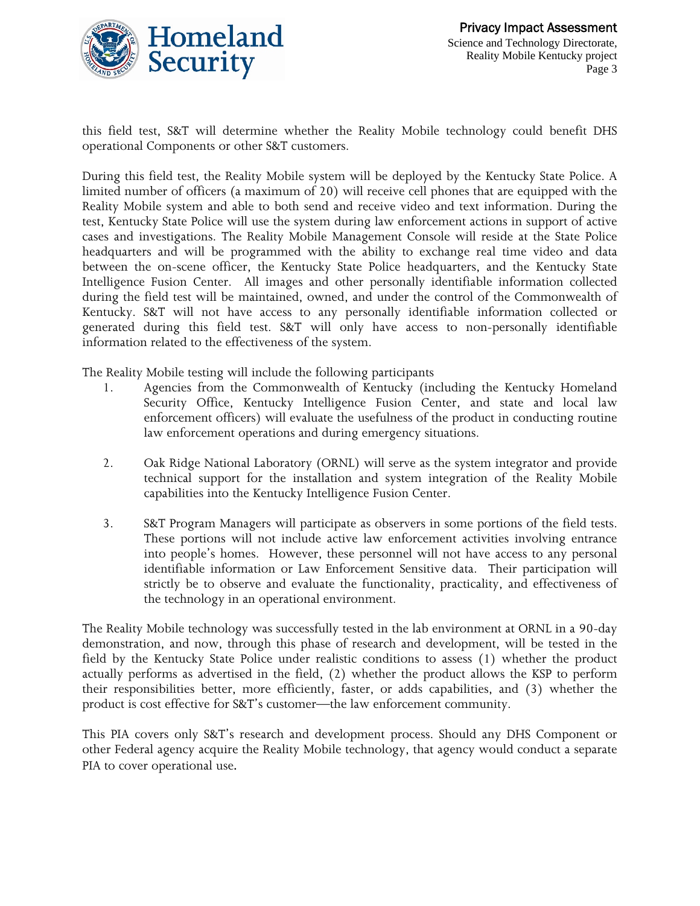this field test, S&T will determine whether the Reality Mobile technology could benefit DHS operational Components or other S&T customers.

During this field test, the Reality Mobile system will be deployed by the Kentucky State Police. A limited number of officers (a maximum of 20) will receive cell phones that are equipped with the Reality Mobile system and able to both send and receive video and text information. During the test, Kentucky State Police will use the system during law enforcement actions in support of active cases and investigations. The Reality Mobile Management Console will reside at the State Police headquarters and will be programmed with the ability to exchange real time video and data between the on-scene officer, the Kentucky State Police headquarters, and the Kentucky State Intelligence Fusion Center. All images and other personally identifiable information collected during the field test will be maintained, owned, and under the control of the Commonwealth of Kentucky. S&T will not have access to any personally identifiable information collected or generated during this field test. S&T will only have access to non-personally identifiable information related to the effectiveness of the system.

The Reality Mobile testing will include the following participants

1. Agencies from the Commonwealth of Kentucky (including the Kentucky Homeland Security Office, Kentucky Intelligence Fusion Center, and state and local law enforcement officers) will evaluate the usefulness of the product in conducting routine law enforcement operations and during emergency situations.

2. Oak Ridge National Laboratory (ORNL) will serve as the system integrator and provide technical support for the installation and system integration of the Reality Mobile capabilities into the Kentucky Intelligence Fusion Center.

3. S&T Program Managers will participate as observers in some portions of the field tests. These portions will not include active law enforcement activities involving entrance into people's homes. However, these personnel will not have access to any personal identifiable information or Law Enforcement Sensitive data. Their participation will strictly be to observe and evaluate the functionality, practicality, and effectiveness of the technology in an operational environment.

The Reality Mobile technology was successfully tested in the lab environment at ORNL in a 90-day demonstration, and now, through this phase of research and development, will be tested in the field by the Kentucky State Police under realistic conditions to assess (1) whether the product actually performs as advertised in the field, (2) whether the product allows the KSP to perform their responsibilities better, more efficiently, faster, or adds capabilities, and (3) whether the product is cost effective for S&T's customer—the law enforcement community.

This PIA covers only S&T's research and development process. Should any DHS Component or other Federal agency acquire the Reality Mobile technology, that agency would conduct a separate PIA to cover operational use.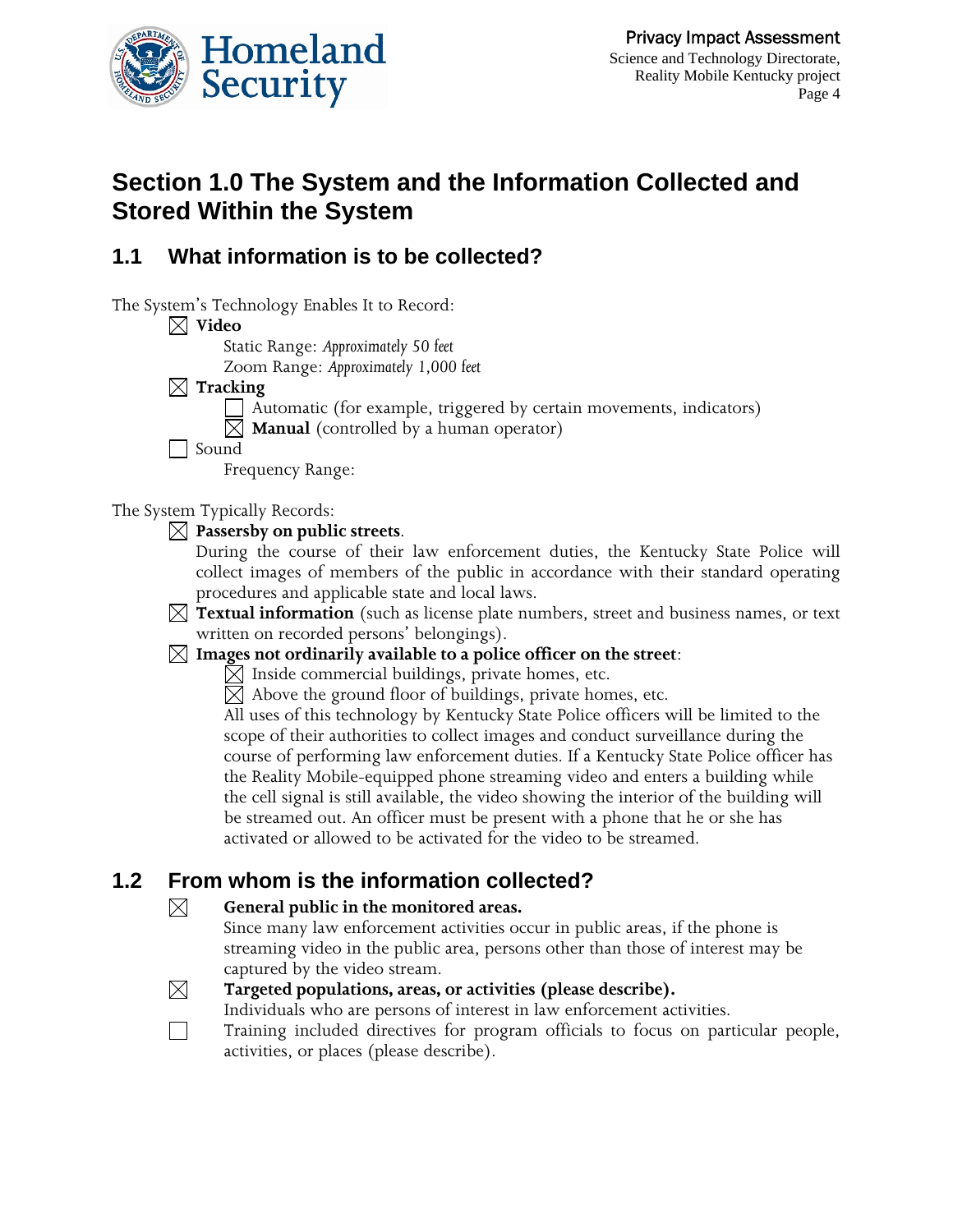# Section 1.0 The System and the Information Collected and Stored Within the System

## 1.1 What information is to be collected?

The System's Technology Enables It to Record:

- ☒ **Video**
  - Static Range: *Approximately 50 feet*
  - Zoom Range: *Approximately 1,000 feet*
- ☒ **Tracking**
  - ☐ Automatic (for example, triggered by certain movements, indicators)
  - ☒ **Manual** (controlled by a human operator)
- ☐ Sound
  - Frequency Range:

The System Typically Records:

- ☒ **Passersby on public streets**.
  During the course of their law enforcement duties, the Kentucky State Police will collect images of members of the public in accordance with their standard operating procedures and applicable state and local laws.
- ☒ **Textual information** (such as license plate numbers, street and business names, or text written on recorded persons' belongings).
- ☒ **Images not ordinarily available to a police officer on the street**:
  - ☒ Inside commercial buildings, private homes, etc.
  - ☒ Above the ground floor of buildings, private homes, etc.

  All uses of this technology by Kentucky State Police officers will be limited to the scope of their authorities to collect images and conduct surveillance during the course of performing law enforcement duties. If a Kentucky State Police officer has the Reality Mobile-equipped phone streaming video and enters a building while the cell signal is still available, the video showing the interior of the building will be streamed out. An officer must be present with a phone that he or she has activated or allowed to be activated for the video to be streamed.

## 1.2 From whom is the information collected?

- ☒ **General public in the monitored areas.**
  Since many law enforcement activities occur in public areas, if the phone is streaming video in the public area, persons other than those of interest may be captured by the video stream.
- ☒ **Targeted populations, areas, or activities (please describe).**
  Individuals who are persons of interest in law enforcement activities.
- ☐ Training included directives for program officials to focus on particular people, activities, or places (please describe).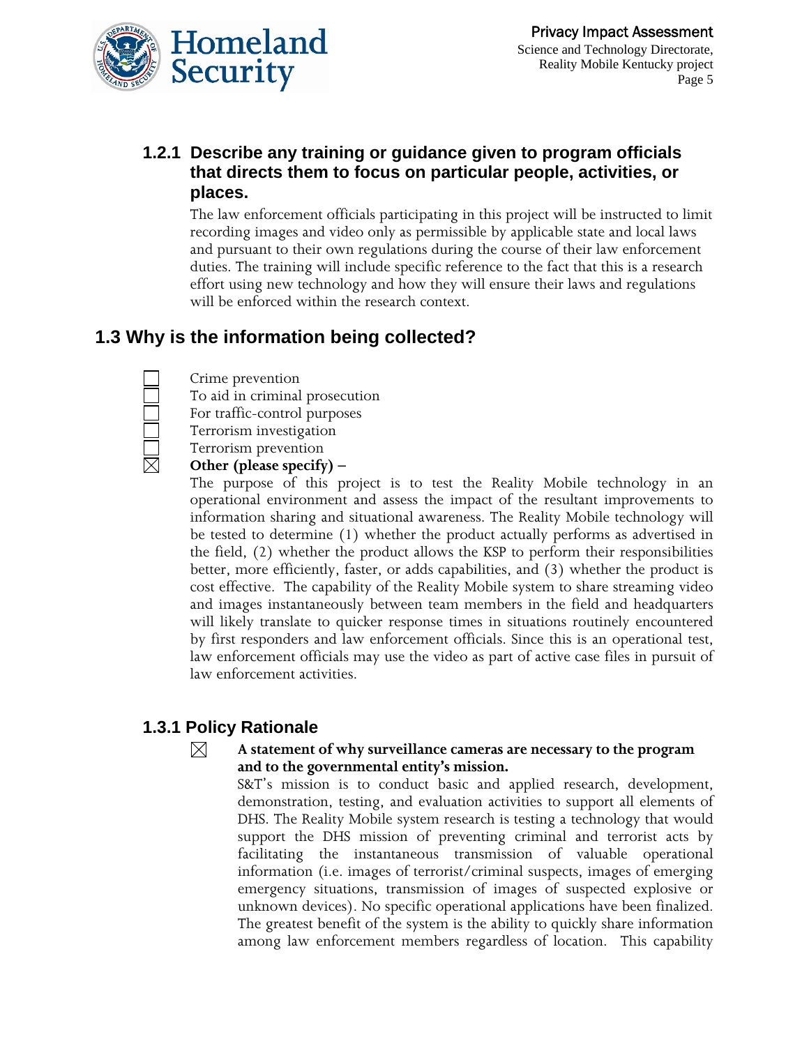### 1.2.1 Describe any training or guidance given to program officials that directs them to focus on particular people, activities, or places.

The law enforcement officials participating in this project will be instructed to limit recording images and video only as permissible by applicable state and local laws and pursuant to their own regulations during the course of their law enforcement duties. The training will include specific reference to the fact that this is a research effort using new technology and how they will ensure their laws and regulations will be enforced within the research context.

## 1.3 Why is the information being collected?

- ☐ Crime prevention
- ☐ To aid in criminal prosecution
- ☐ For traffic-control purposes
- ☐ Terrorism investigation
- ☐ Terrorism prevention
- ☒ **Other (please specify) –**

The purpose of this project is to test the Reality Mobile technology in an operational environment and assess the impact of the resultant improvements to information sharing and situational awareness. The Reality Mobile technology will be tested to determine (1) whether the product actually performs as advertised in the field, (2) whether the product allows the KSP to perform their responsibilities better, more efficiently, faster, or adds capabilities, and (3) whether the product is cost effective. The capability of the Reality Mobile system to share streaming video and images instantaneously between team members in the field and headquarters will likely translate to quicker response times in situations routinely encountered by first responders and law enforcement officials. Since this is an operational test, law enforcement officials may use the video as part of active case files in pursuit of law enforcement activities.

### 1.3.1 Policy Rationale

☒ **A statement of why surveillance cameras are necessary to the program and to the governmental entity's mission.**

S&T's mission is to conduct basic and applied research, development, demonstration, testing, and evaluation activities to support all elements of DHS. The Reality Mobile system research is testing a technology that would support the DHS mission of preventing criminal and terrorist acts by facilitating the instantaneous transmission of valuable operational information (i.e. images of terrorist/criminal suspects, images of emerging emergency situations, transmission of images of suspected explosive or unknown devices). No specific operational applications have been finalized. The greatest benefit of the system is the ability to quickly share information among law enforcement members regardless of location. This capability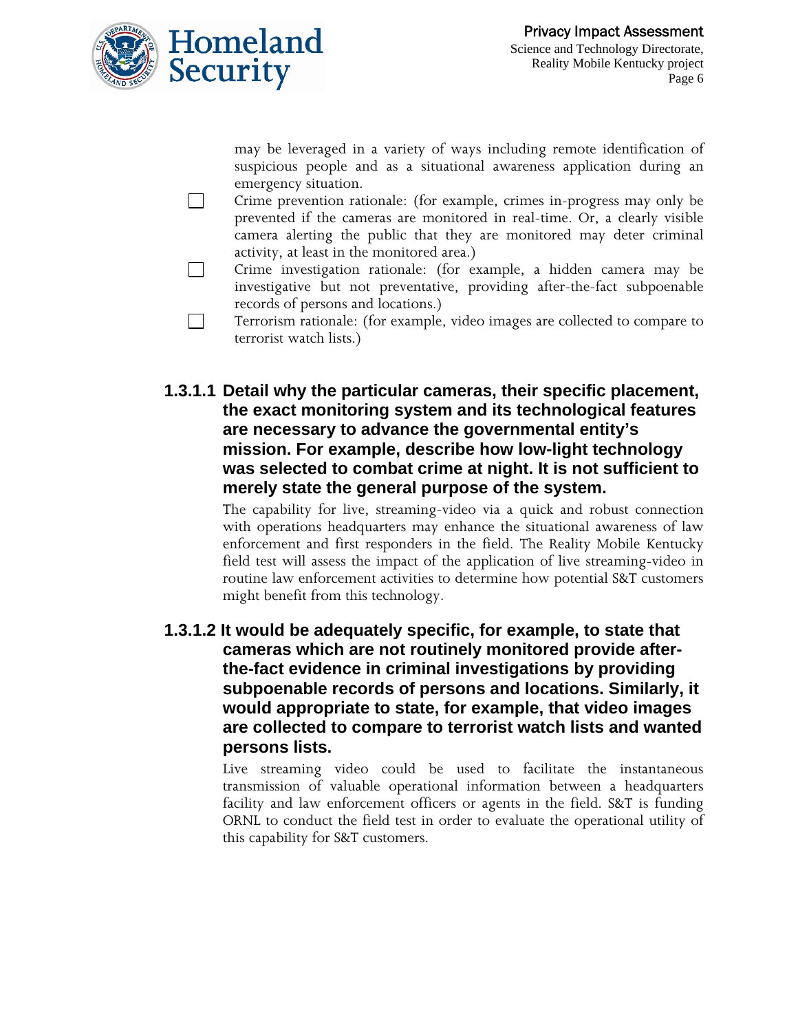may be leveraged in a variety of ways including remote identification of suspicious people and as a situational awareness application during an emergency situation.

- ☐ Crime prevention rationale: (for example, crimes in-progress may only be prevented if the cameras are monitored in real-time. Or, a clearly visible camera alerting the public that they are monitored may deter criminal activity, at least in the monitored area.)
- ☐ Crime investigation rationale: (for example, a hidden camera may be investigative but not preventative, providing after-the-fact subpoenable records of persons and locations.)
- ☐ Terrorism rationale: (for example, video images are collected to compare to terrorist watch lists.)

#### 1.3.1.1 Detail why the particular cameras, their specific placement, the exact monitoring system and its technological features are necessary to advance the governmental entity's mission. For example, describe how low-light technology was selected to combat crime at night. It is not sufficient to merely state the general purpose of the system.

The capability for live, streaming-video via a quick and robust connection with operations headquarters may enhance the situational awareness of law enforcement and first responders in the field. The Reality Mobile Kentucky field test will assess the impact of the application of live streaming-video in routine law enforcement activities to determine how potential S&T customers might benefit from this technology.

#### 1.3.1.2 It would be adequately specific, for example, to state that cameras which are not routinely monitored provide after-the-fact evidence in criminal investigations by providing subpoenable records of persons and locations. Similarly, it would appropriate to state, for example, that video images are collected to compare to terrorist watch lists and wanted persons lists.

Live streaming video could be used to facilitate the instantaneous transmission of valuable operational information between a headquarters facility and law enforcement officers or agents in the field. S&T is funding ORNL to conduct the field test in order to evaluate the operational utility of this capability for S&T customers.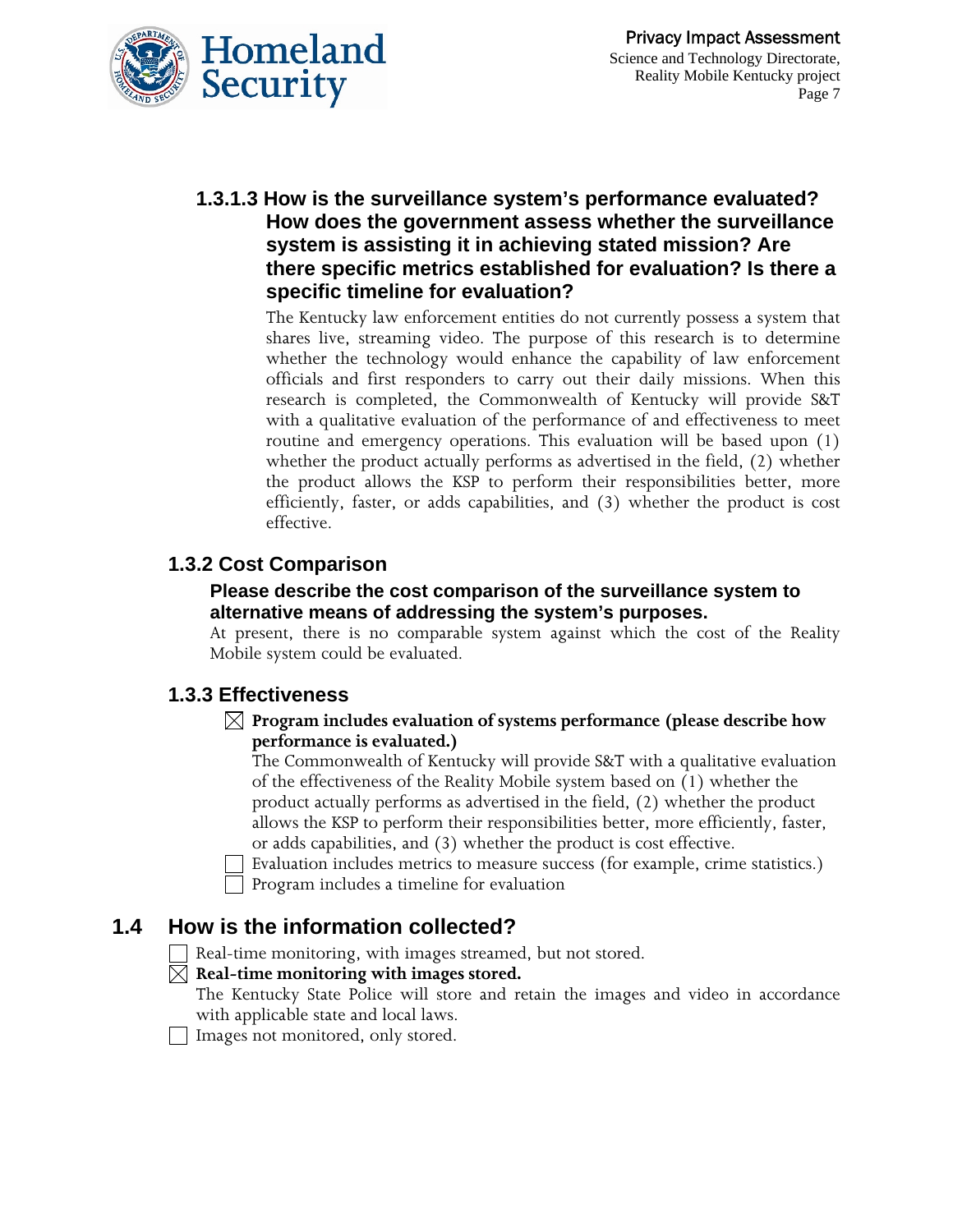#### 1.3.1.3 How is the surveillance system's performance evaluated? How does the government assess whether the surveillance system is assisting it in achieving stated mission? Are there specific metrics established for evaluation? Is there a specific timeline for evaluation?

The Kentucky law enforcement entities do not currently possess a system that shares live, streaming video. The purpose of this research is to determine whether the technology would enhance the capability of law enforcement officials and first responders to carry out their daily missions. When this research is completed, the Commonwealth of Kentucky will provide S&T with a qualitative evaluation of the performance of and effectiveness to meet routine and emergency operations. This evaluation will be based upon (1) whether the product actually performs as advertised in the field, (2) whether the product allows the KSP to perform their responsibilities better, more efficiently, faster, or adds capabilities, and (3) whether the product is cost effective.

### 1.3.2 Cost Comparison

**Please describe the cost comparison of the surveillance system to alternative means of addressing the system's purposes.**

At present, there is no comparable system against which the cost of the Reality Mobile system could be evaluated.

### 1.3.3 Effectiveness

☒ **Program includes evaluation of systems performance (please describe how performance is evaluated.)**
The Commonwealth of Kentucky will provide S&T with a qualitative evaluation of the effectiveness of the Reality Mobile system based on (1) whether the product actually performs as advertised in the field, (2) whether the product allows the KSP to perform their responsibilities better, more efficiently, faster, or adds capabilities, and (3) whether the product is cost effective.

☐ Evaluation includes metrics to measure success (for example, crime statistics.)

☐ Program includes a timeline for evaluation

## 1.4 How is the information collected?

☐ Real-time monitoring, with images streamed, but not stored.

☒ **Real-time monitoring with images stored.**
The Kentucky State Police will store and retain the images and video in accordance with applicable state and local laws.

☐ Images not monitored, only stored.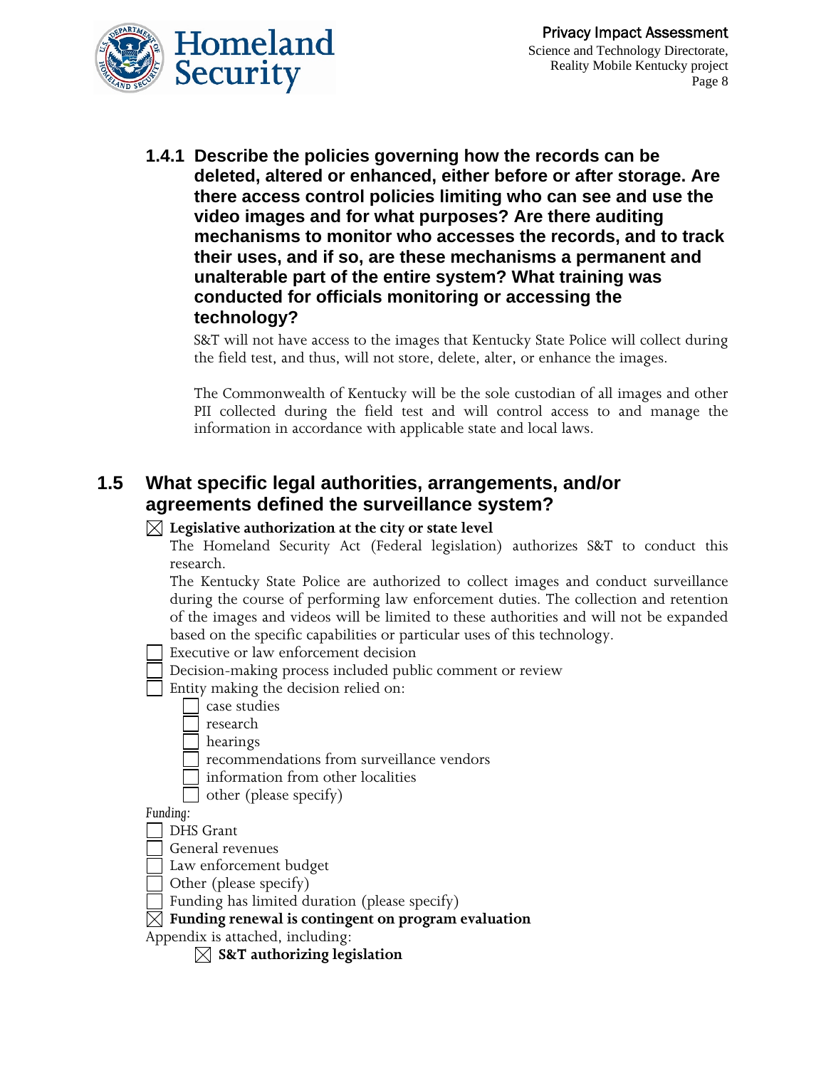### 1.4.1 Describe the policies governing how the records can be deleted, altered or enhanced, either before or after storage. Are there access control policies limiting who can see and use the video images and for what purposes? Are there auditing mechanisms to monitor who accesses the records, and to track their uses, and if so, are these mechanisms a permanent and unalterable part of the entire system? What training was conducted for officials monitoring or accessing the technology?

S&T will not have access to the images that Kentucky State Police will collect during the field test, and thus, will not store, delete, alter, or enhance the images.

The Commonwealth of Kentucky will be the sole custodian of all images and other PII collected during the field test and will control access to and manage the information in accordance with applicable state and local laws.

## 1.5 What specific legal authorities, arrangements, and/or agreements defined the surveillance system?

☒ **Legislative authorization at the city or state level**

The Homeland Security Act (Federal legislation) authorizes S&T to conduct this research.

The Kentucky State Police are authorized to collect images and conduct surveillance during the course of performing law enforcement duties. The collection and retention of the images and videos will be limited to these authorities and will not be expanded based on the specific capabilities or particular uses of this technology.

☐ Executive or law enforcement decision

☐ Decision-making process included public comment or review

☐ Entity making the decision relied on:

- ☐ case studies
- ☐ research
- ☐ hearings
- ☐ recommendations from surveillance vendors
- ☐ information from other localities
- ☐ other (please specify)

*Funding:*

☐ DHS Grant

☐ General revenues

☐ Law enforcement budget

☐ Other (please specify)

☐ Funding has limited duration (please specify)

☒ **Funding renewal is contingent on program evaluation**

Appendix is attached, including:

- ☒ **S&T authorizing legislation**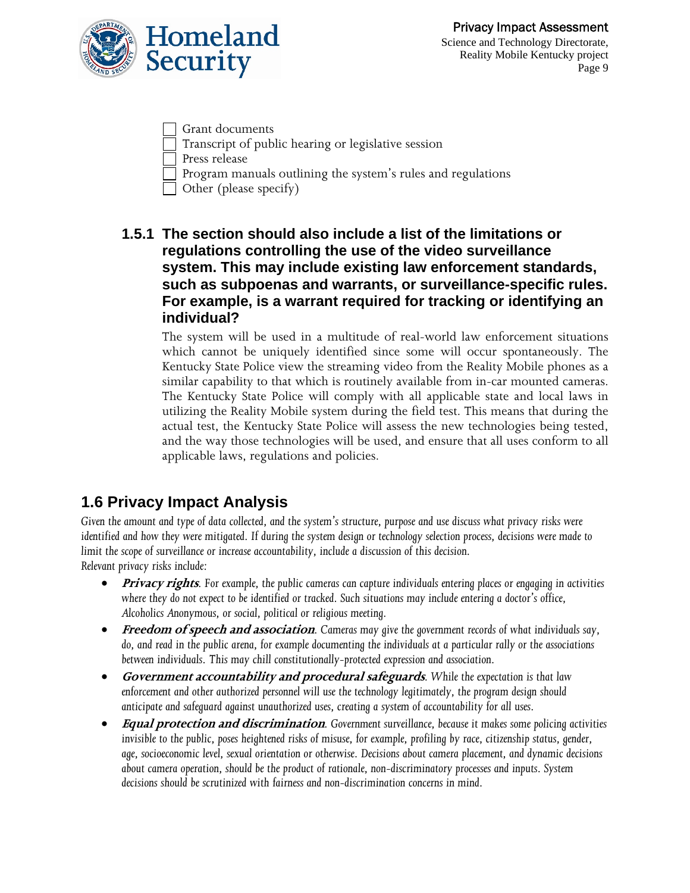- [ ] Grant documents
- [ ] Transcript of public hearing or legislative session
- [ ] Press release
- [ ] Program manuals outlining the system's rules and regulations
- [ ] Other (please specify)

### 1.5.1 The section should also include a list of the limitations or regulations controlling the use of the video surveillance system. This may include existing law enforcement standards, such as subpoenas and warrants, or surveillance-specific rules. For example, is a warrant required for tracking or identifying an individual?

The system will be used in a multitude of real-world law enforcement situations which cannot be uniquely identified since some will occur spontaneously. The Kentucky State Police view the streaming video from the Reality Mobile phones as a similar capability to that which is routinely available from in-car mounted cameras. The Kentucky State Police will comply with all applicable state and local laws in utilizing the Reality Mobile system during the field test. This means that during the actual test, the Kentucky State Police will assess the new technologies being tested, and the way those technologies will be used, and ensure that all uses conform to all applicable laws, regulations and policies.

## 1.6 Privacy Impact Analysis

*Given the amount and type of data collected, and the system's structure, purpose and use discuss what privacy risks were identified and how they were mitigated. If during the system design or technology selection process, decisions were made to limit the scope of surveillance or increase accountability, include a discussion of this decision.*
*Relevant privacy risks include:*

- ***Privacy rights****. For example, the public cameras can capture individuals entering places or engaging in activities where they do not expect to be identified or tracked. Such situations may include entering a doctor's office, Alcoholics Anonymous, or social, political or religious meeting.*
- ***Freedom of speech and association****. Cameras may give the government records of what individuals say, do, and read in the public arena, for example documenting the individuals at a particular rally or the associations between individuals. This may chill constitutionally-protected expression and association.*
- ***Government accountability and procedural safeguards****. While the expectation is that law enforcement and other authorized personnel will use the technology legitimately, the program design should anticipate and safeguard against unauthorized uses, creating a system of accountability for all uses.*
- ***Equal protection and discrimination****. Government surveillance, because it makes some policing activities invisible to the public, poses heightened risks of misuse, for example, profiling by race, citizenship status, gender, age, socioeconomic level, sexual orientation or otherwise. Decisions about camera placement, and dynamic decisions about camera operation, should be the product of rationale, non-discriminatory processes and inputs. System decisions should be scrutinized with fairness and non-discrimination concerns in mind.*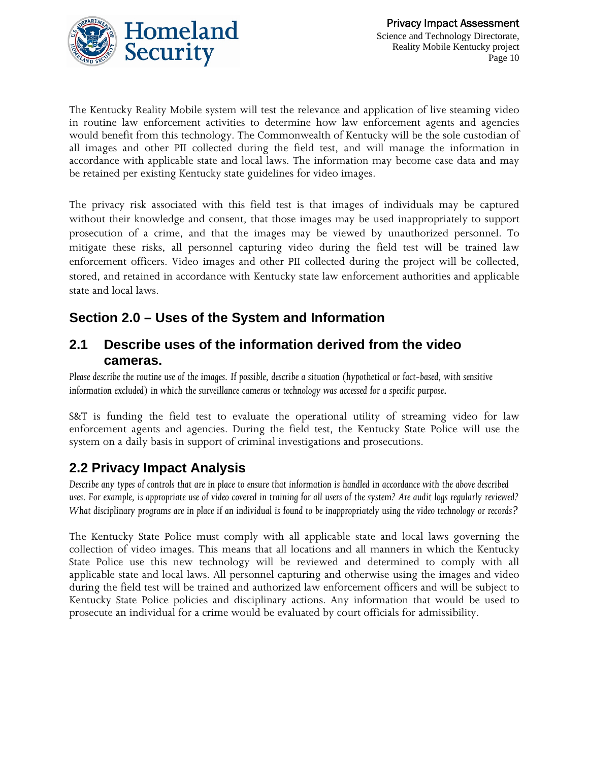The Kentucky Reality Mobile system will test the relevance and application of live steaming video in routine law enforcement activities to determine how law enforcement agents and agencies would benefit from this technology. The Commonwealth of Kentucky will be the sole custodian of all images and other PII collected during the field test, and will manage the information in accordance with applicable state and local laws. The information may become case data and may be retained per existing Kentucky state guidelines for video images.

The privacy risk associated with this field test is that images of individuals may be captured without their knowledge and consent, that those images may be used inappropriately to support prosecution of a crime, and that the images may be viewed by unauthorized personnel. To mitigate these risks, all personnel capturing video during the field test will be trained law enforcement officers. Video images and other PII collected during the project will be collected, stored, and retained in accordance with Kentucky state law enforcement authorities and applicable state and local laws.

## Section 2.0 – Uses of the System and Information

### 2.1 Describe uses of the information derived from the video cameras.

*Please describe the routine use of the images. If possible, describe a situation (hypothetical or fact-based, with sensitive information excluded) in which the surveillance cameras or technology was accessed for a specific purpose.*

S&T is funding the field test to evaluate the operational utility of streaming video for law enforcement agents and agencies. During the field test, the Kentucky State Police will use the system on a daily basis in support of criminal investigations and prosecutions.

### 2.2 Privacy Impact Analysis

*Describe any types of controls that are in place to ensure that information is handled in accordance with the above described uses. For example, is appropriate use of video covered in training for all users of the system? Are audit logs regularly reviewed? What disciplinary programs are in place if an individual is found to be inappropriately using the video technology or records?*

The Kentucky State Police must comply with all applicable state and local laws governing the collection of video images. This means that all locations and all manners in which the Kentucky State Police use this new technology will be reviewed and determined to comply with all applicable state and local laws. All personnel capturing and otherwise using the images and video during the field test will be trained and authorized law enforcement officers and will be subject to Kentucky State Police policies and disciplinary actions. Any information that would be used to prosecute an individual for a crime would be evaluated by court officials for admissibility.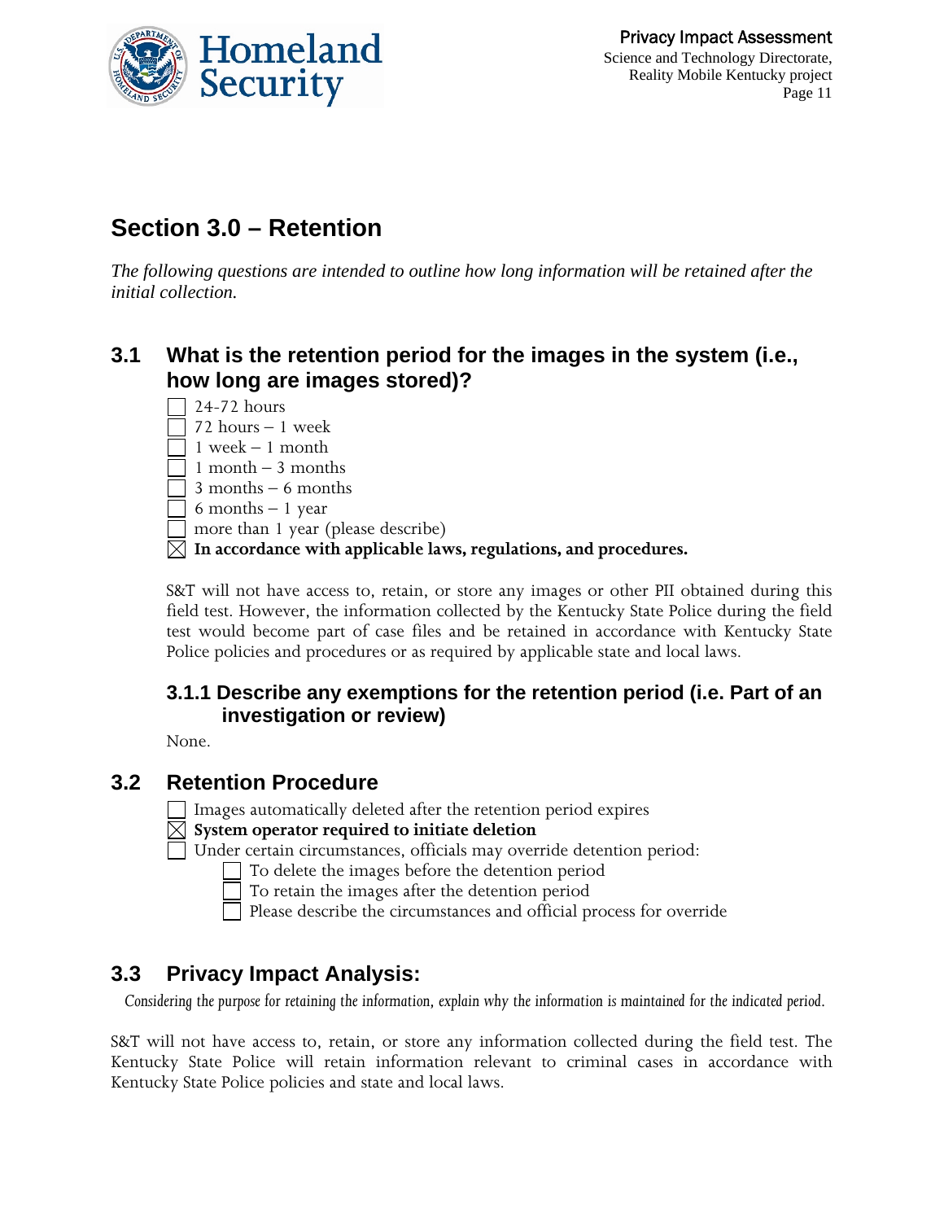## Section 3.0 – Retention

*The following questions are intended to outline how long information will be retained after the initial collection.*

### 3.1 What is the retention period for the images in the system (i.e., how long are images stored)?

- [ ] 24-72 hours
- [ ] 72 hours – 1 week
- [ ] 1 week – 1 month
- [ ] 1 month – 3 months
- [ ] 3 months – 6 months
- [ ] 6 months – 1 year
- [ ] more than 1 year (please describe)
- [x] **In accordance with applicable laws, regulations, and procedures.**

S&T will not have access to, retain, or store any images or other PII obtained during this field test. However, the information collected by the Kentucky State Police during the field test would become part of case files and be retained in accordance with Kentucky State Police policies and procedures or as required by applicable state and local laws.

#### 3.1.1 Describe any exemptions for the retention period (i.e. Part of an investigation or review)

None.

### 3.2 Retention Procedure

- [ ] Images automatically deleted after the retention period expires
- [x] **System operator required to initiate deletion**
- [ ] Under certain circumstances, officials may override detention period:
  - [ ] To delete the images before the detention period
  - [ ] To retain the images after the detention period
  - [ ] Please describe the circumstances and official process for override

### 3.3 Privacy Impact Analysis:

*Considering the purpose for retaining the information, explain why the information is maintained for the indicated period.*

S&T will not have access to, retain, or store any information collected during the field test. The Kentucky State Police will retain information relevant to criminal cases in accordance with Kentucky State Police policies and state and local laws.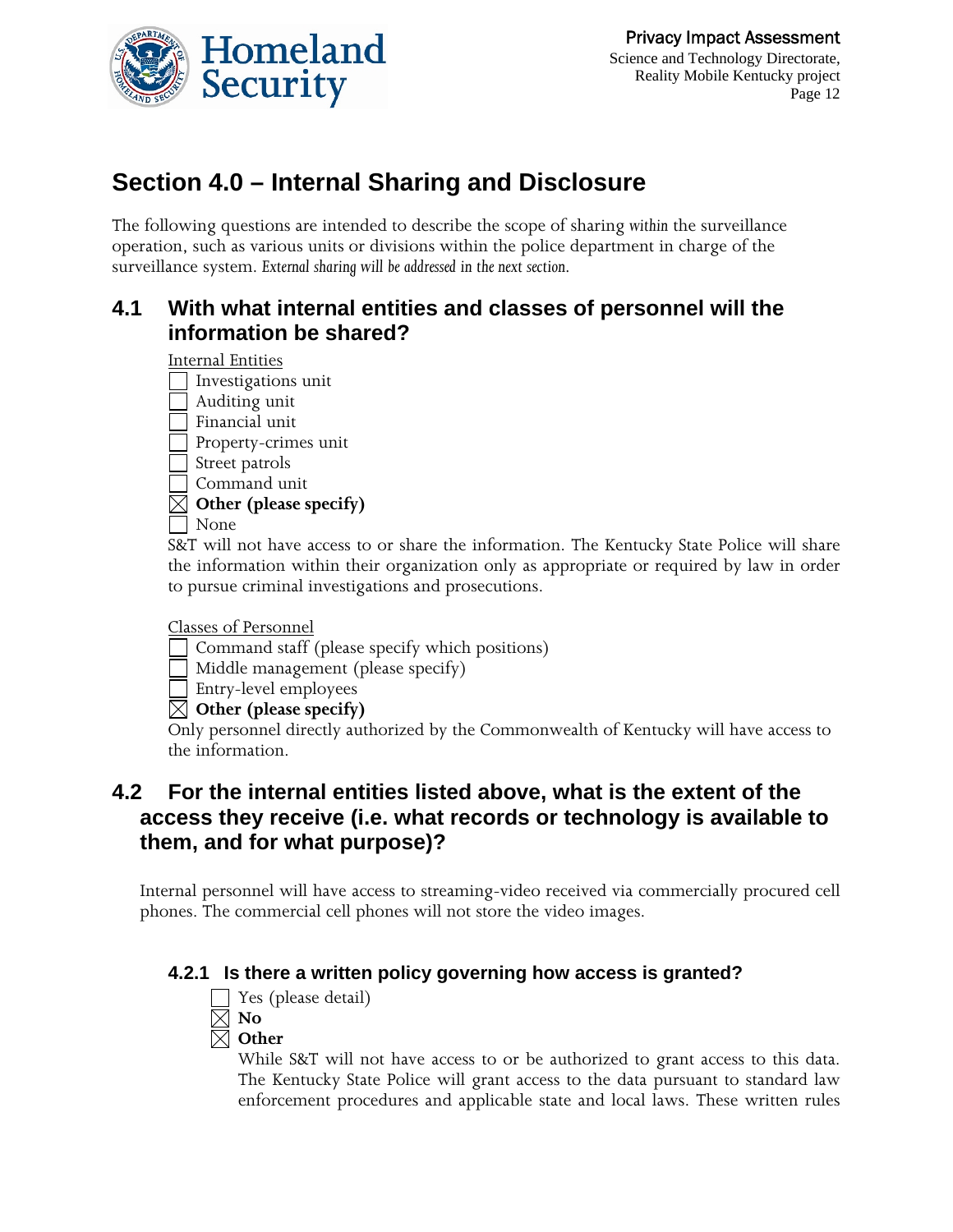## Section 4.0 – Internal Sharing and Disclosure

The following questions are intended to describe the scope of sharing *within* the surveillance operation, such as various units or divisions within the police department in charge of the surveillance system. *External sharing will be addressed in the next section.*

### 4.1 With what internal entities and classes of personnel will the information be shared?

Internal Entities

- ☐ Investigations unit
- ☐ Auditing unit
- ☐ Financial unit
- ☐ Property-crimes unit
- ☐ Street patrols
- ☐ Command unit
- ☒ **Other (please specify)**
- ☐ None

S&T will not have access to or share the information. The Kentucky State Police will share the information within their organization only as appropriate or required by law in order to pursue criminal investigations and prosecutions.

Classes of Personnel

- ☐ Command staff (please specify which positions)
- ☐ Middle management (please specify)
- ☐ Entry-level employees
- ☒ **Other (please specify)**

Only personnel directly authorized by the Commonwealth of Kentucky will have access to the information.

### 4.2 For the internal entities listed above, what is the extent of the access they receive (i.e. what records or technology is available to them, and for what purpose)?

Internal personnel will have access to streaming-video received via commercially procured cell phones. The commercial cell phones will not store the video images.

#### 4.2.1 Is there a written policy governing how access is granted?

- ☐ Yes (please detail)
- ☒ **No**
- ☒ **Other**

While S&T will not have access to or be authorized to grant access to this data. The Kentucky State Police will grant access to the data pursuant to standard law enforcement procedures and applicable state and local laws. These written rules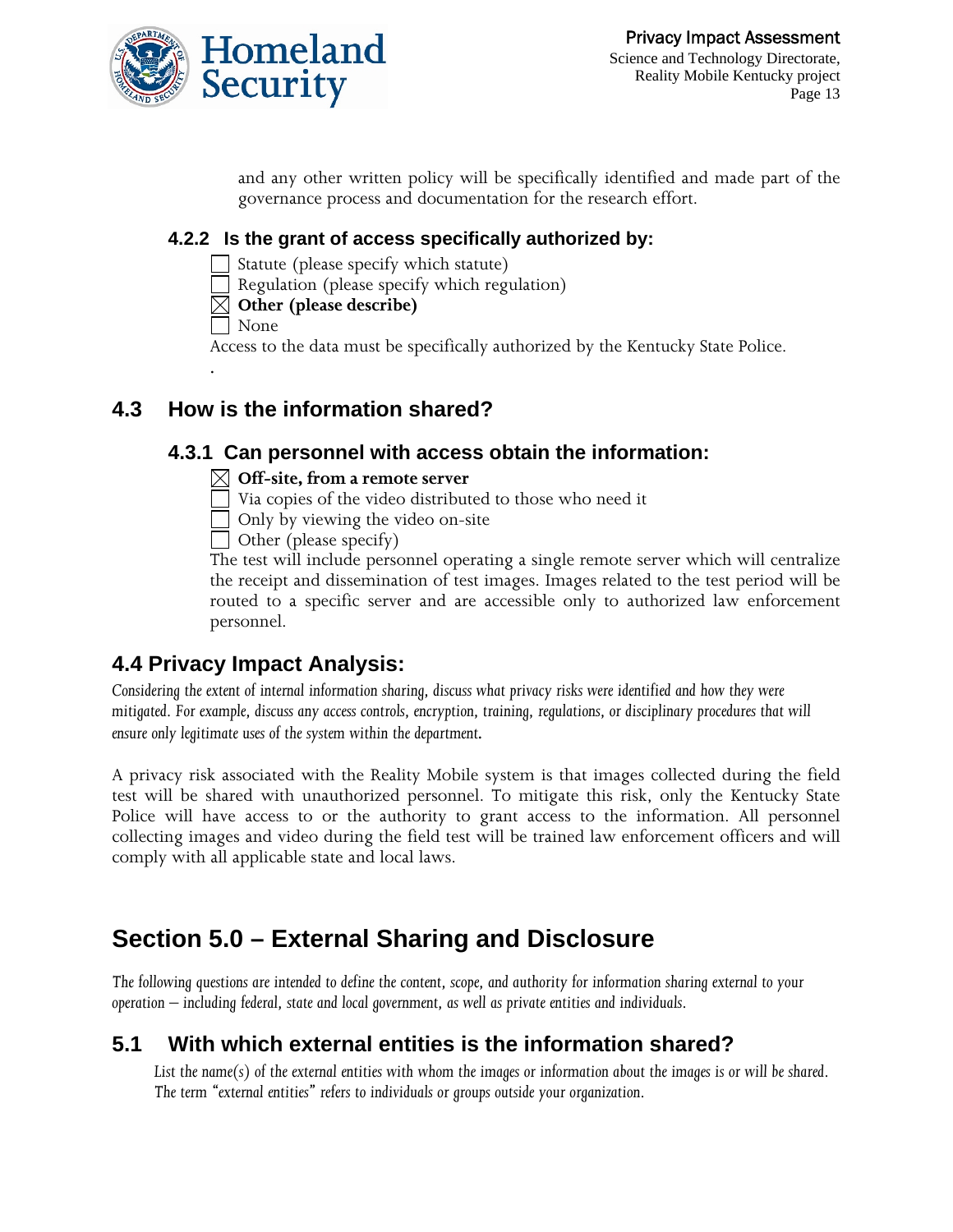and any other written policy will be specifically identified and made part of the governance process and documentation for the research effort.

### 4.2.2 Is the grant of access specifically authorized by:

☐ Statute (please specify which statute)
☐ Regulation (please specify which regulation)
☒ **Other (please describe)**
☐ None

Access to the data must be specifically authorized by the Kentucky State Police.

.

## 4.3 How is the information shared?

### 4.3.1 Can personnel with access obtain the information:

☒ **Off-site, from a remote server**
☐ Via copies of the video distributed to those who need it
☐ Only by viewing the video on-site
☐ Other (please specify)

The test will include personnel operating a single remote server which will centralize the receipt and dissemination of test images. Images related to the test period will be routed to a specific server and are accessible only to authorized law enforcement personnel.

## 4.4 Privacy Impact Analysis:

*Considering the extent of internal information sharing, discuss what privacy risks were identified and how they were mitigated. For example, discuss any access controls, encryption, training, regulations, or disciplinary procedures that will ensure only legitimate uses of the system within the department.*

A privacy risk associated with the Reality Mobile system is that images collected during the field test will be shared with unauthorized personnel. To mitigate this risk, only the Kentucky State Police will have access to or the authority to grant access to the information. All personnel collecting images and video during the field test will be trained law enforcement officers and will comply with all applicable state and local laws.

# Section 5.0 – External Sharing and Disclosure

*The following questions are intended to define the content, scope, and authority for information sharing external to your operation – including federal, state and local government, as well as private entities and individuals.*

## 5.1 With which external entities is the information shared?

*List the name(s) of the external entities with whom the images or information about the images is or will be shared. The term "external entities" refers to individuals or groups outside your organization.*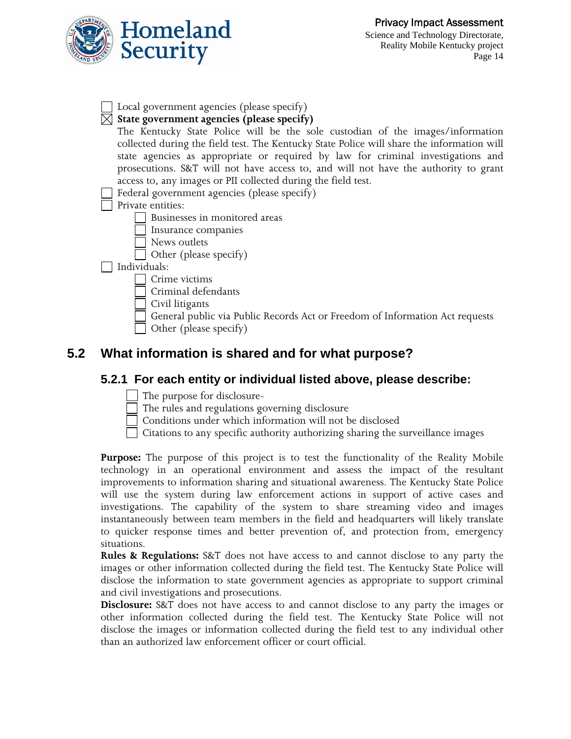- [ ] Local government agencies (please specify)
- [x] **State government agencies (please specify)**

  The Kentucky State Police will be the sole custodian of the images/information collected during the field test. The Kentucky State Police will share the information will state agencies as appropriate or required by law for criminal investigations and prosecutions. S&T will not have access to, and will not have the authority to grant access to, any images or PII collected during the field test.
- [ ] Federal government agencies (please specify)
- [ ] Private entities:
  - [ ] Businesses in monitored areas
  - [ ] Insurance companies
  - [ ] News outlets
  - [ ] Other (please specify)
- [ ] Individuals:
  - [ ] Crime victims
  - [ ] Criminal defendants
  - [ ] Civil litigants
  - [ ] General public via Public Records Act or Freedom of Information Act requests
  - [ ] Other (please specify)

## 5.2 What information is shared and for what purpose?

### 5.2.1 For each entity or individual listed above, please describe:

- [ ] The purpose for disclosure-
- [ ] The rules and regulations governing disclosure
- [ ] Conditions under which information will not be disclosed
- [ ] Citations to any specific authority authorizing sharing the surveillance images

**Purpose:** The purpose of this project is to test the functionality of the Reality Mobile technology in an operational environment and assess the impact of the resultant improvements to information sharing and situational awareness. The Kentucky State Police will use the system during law enforcement actions in support of active cases and investigations. The capability of the system to share streaming video and images instantaneously between team members in the field and headquarters will likely translate to quicker response times and better prevention of, and protection from, emergency situations.

**Rules & Regulations:** S&T does not have access to and cannot disclose to any party the images or other information collected during the field test. The Kentucky State Police will disclose the information to state government agencies as appropriate to support criminal and civil investigations and prosecutions.

**Disclosure:** S&T does not have access to and cannot disclose to any party the images or other information collected during the field test. The Kentucky State Police will not disclose the images or information collected during the field test to any individual other than an authorized law enforcement officer or court official.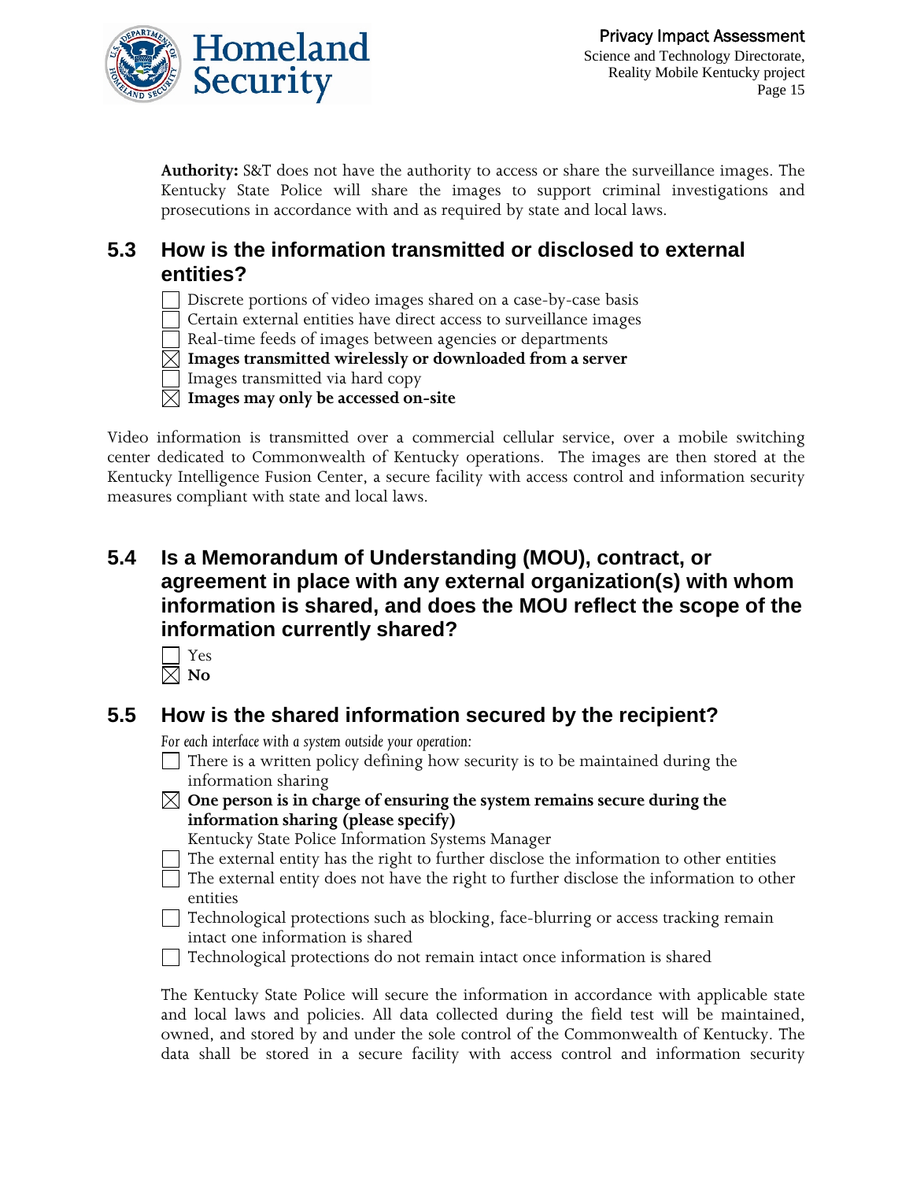**Authority:** S&T does not have the authority to access or share the surveillance images. The Kentucky State Police will share the images to support criminal investigations and prosecutions in accordance with and as required by state and local laws.

## 5.3 How is the information transmitted or disclosed to external entities?

- ☐ Discrete portions of video images shared on a case-by-case basis
- ☐ Certain external entities have direct access to surveillance images
- ☐ Real-time feeds of images between agencies or departments
- ☒ **Images transmitted wirelessly or downloaded from a server**
- ☐ Images transmitted via hard copy
- ☒ **Images may only be accessed on-site**

Video information is transmitted over a commercial cellular service, over a mobile switching center dedicated to Commonwealth of Kentucky operations. The images are then stored at the Kentucky Intelligence Fusion Center, a secure facility with access control and information security measures compliant with state and local laws.

## 5.4 Is a Memorandum of Understanding (MOU), contract, or agreement in place with any external organization(s) with whom information is shared, and does the MOU reflect the scope of the information currently shared?

- ☐ Yes
- ☒ **No**

## 5.5 How is the shared information secured by the recipient?

*For each interface with a system outside your operation:*

- ☐ There is a written policy defining how security is to be maintained during the information sharing
- ☒ **One person is in charge of ensuring the system remains secure during the information sharing (please specify)**
  Kentucky State Police Information Systems Manager
- ☐ The external entity has the right to further disclose the information to other entities
- ☐ The external entity does not have the right to further disclose the information to other entities
- ☐ Technological protections such as blocking, face-blurring or access tracking remain intact one information is shared
- ☐ Technological protections do not remain intact once information is shared

The Kentucky State Police will secure the information in accordance with applicable state and local laws and policies. All data collected during the field test will be maintained, owned, and stored by and under the sole control of the Commonwealth of Kentucky. The data shall be stored in a secure facility with access control and information security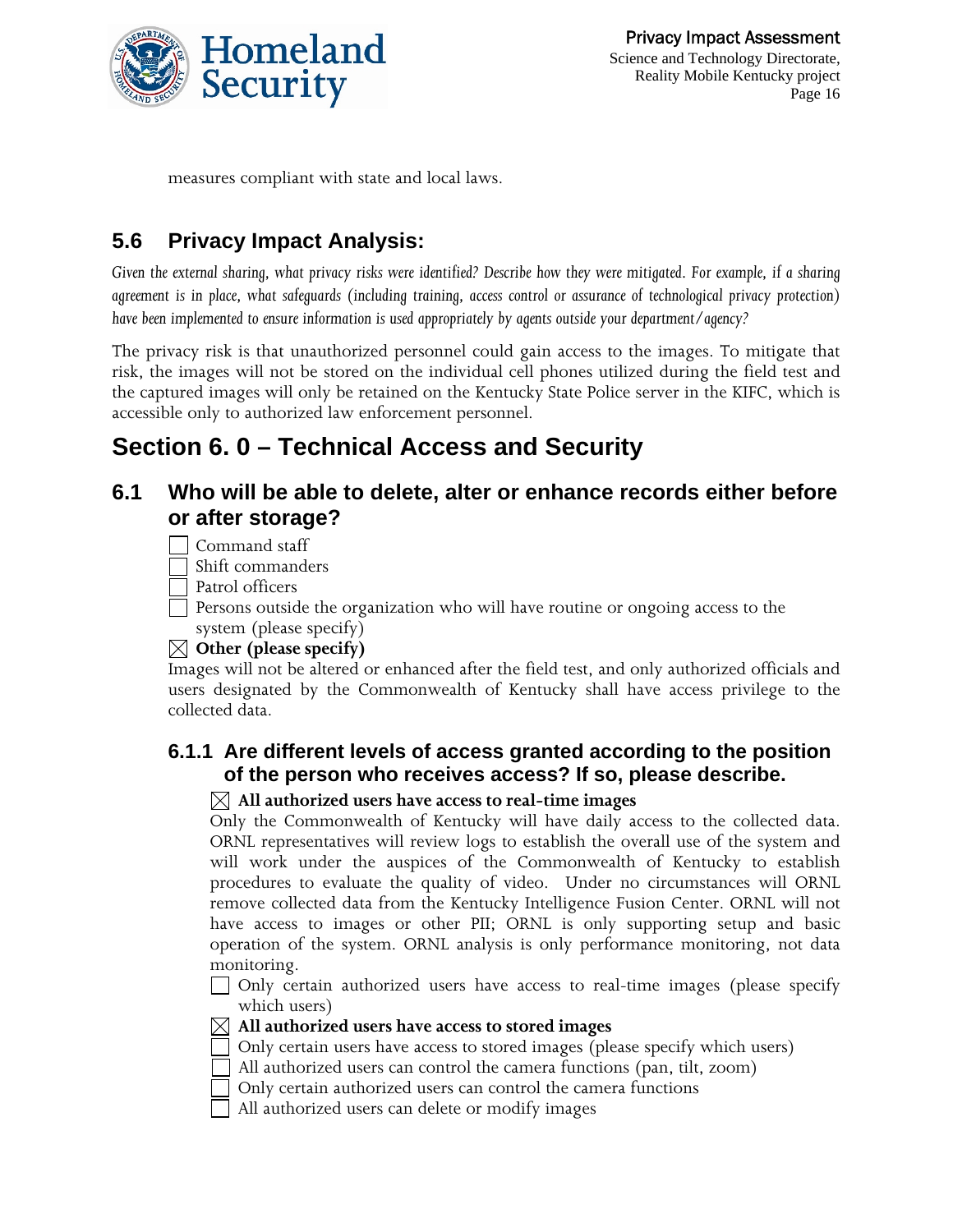measures compliant with state and local laws.

## 5.6 Privacy Impact Analysis:

*Given the external sharing, what privacy risks were identified? Describe how they were mitigated. For example, if a sharing agreement is in place, what safeguards (including training, access control or assurance of technological privacy protection) have been implemented to ensure information is used appropriately by agents outside your department/agency?*

The privacy risk is that unauthorized personnel could gain access to the images. To mitigate that risk, the images will not be stored on the individual cell phones utilized during the field test and the captured images will only be retained on the Kentucky State Police server in the KIFC, which is accessible only to authorized law enforcement personnel.

# Section 6. 0 – Technical Access and Security

## 6.1 Who will be able to delete, alter or enhance records either before or after storage?

- ☐ Command staff
- ☐ Shift commanders
- ☐ Patrol officers
- ☐ Persons outside the organization who will have routine or ongoing access to the system (please specify)
- ☒ **Other (please specify)**

Images will not be altered or enhanced after the field test, and only authorized officials and users designated by the Commonwealth of Kentucky shall have access privilege to the collected data.

### 6.1.1 Are different levels of access granted according to the position of the person who receives access? If so, please describe.

☒ **All authorized users have access to real-time images**

Only the Commonwealth of Kentucky will have daily access to the collected data. ORNL representatives will review logs to establish the overall use of the system and will work under the auspices of the Commonwealth of Kentucky to establish procedures to evaluate the quality of video. Under no circumstances will ORNL remove collected data from the Kentucky Intelligence Fusion Center. ORNL will not have access to images or other PII; ORNL is only supporting setup and basic operation of the system. ORNL analysis is only performance monitoring, not data monitoring.

- ☐ Only certain authorized users have access to real-time images (please specify which users)
- ☒ **All authorized users have access to stored images**
- ☐ Only certain users have access to stored images (please specify which users)
- ☐ All authorized users can control the camera functions (pan, tilt, zoom)
- ☐ Only certain authorized users can control the camera functions
- ☐ All authorized users can delete or modify images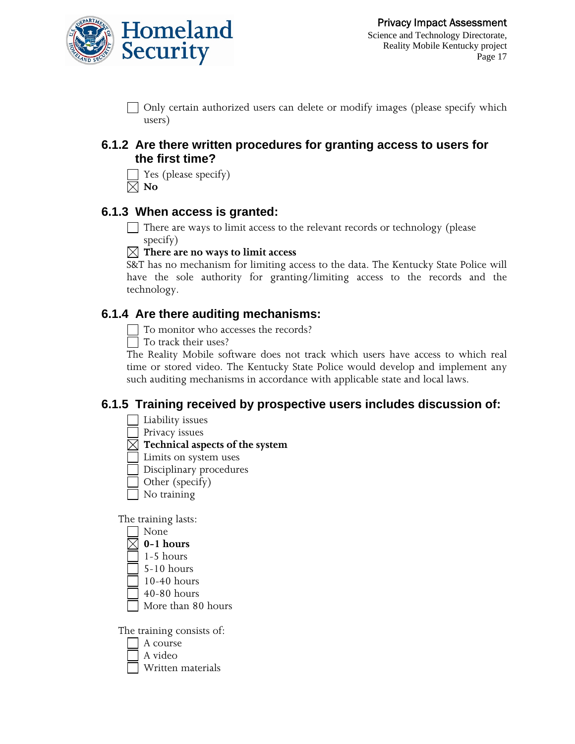- [ ] Only certain authorized users can delete or modify images (please specify which users)

### 6.1.2 Are there written procedures for granting access to users for the first time?

- [ ] Yes (please specify)
- [x] **No**

### 6.1.3 When access is granted:

- [ ] There are ways to limit access to the relevant records or technology (please specify)
- [x] **There are no ways to limit access**

S&T has no mechanism for limiting access to the data. The Kentucky State Police will have the sole authority for granting/limiting access to the records and the technology.

### 6.1.4 Are there auditing mechanisms:

- [ ] To monitor who accesses the records?
- [ ] To track their uses?

The Reality Mobile software does not track which users have access to which real time or stored video. The Kentucky State Police would develop and implement any such auditing mechanisms in accordance with applicable state and local laws.

### 6.1.5 Training received by prospective users includes discussion of:

- [ ] Liability issues
- [ ] Privacy issues
- [x] **Technical aspects of the system**
- [ ] Limits on system uses
- [ ] Disciplinary procedures
- [ ] Other (specify)
- [ ] No training

The training lasts:

- [ ] None
- [x] **0-1 hours**
- [ ] 1-5 hours
- [ ] 5-10 hours
- [ ] 10-40 hours
- [ ] 40-80 hours
- [ ] More than 80 hours

The training consists of:

- [ ] A course
- [ ] A video
- [ ] Written materials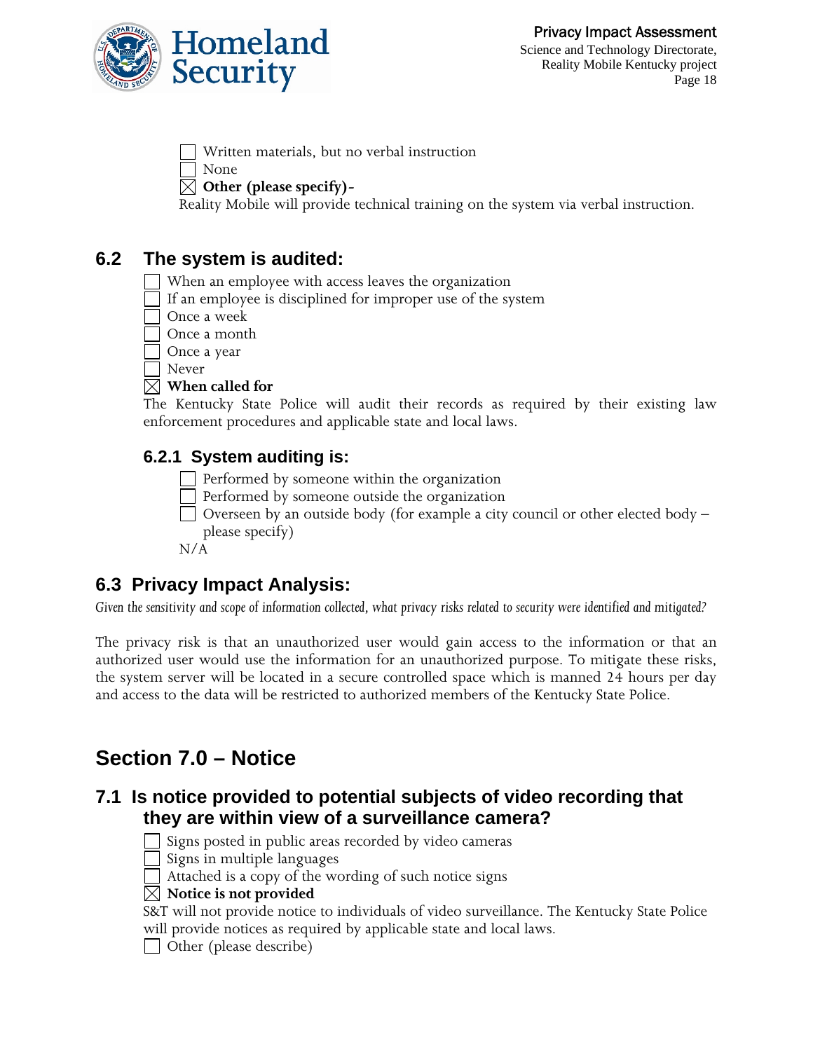☐ Written materials, but no verbal instruction
☐ None
☒ **Other (please specify)-**
Reality Mobile will provide technical training on the system via verbal instruction.

## 6.2 The system is audited:

☐ When an employee with access leaves the organization
☐ If an employee is disciplined for improper use of the system
☐ Once a week
☐ Once a month
☐ Once a year
☐ Never
☒ **When called for**
The Kentucky State Police will audit their records as required by their existing law enforcement procedures and applicable state and local laws.

### 6.2.1 System auditing is:

☐ Performed by someone within the organization
☐ Performed by someone outside the organization
☐ Overseen by an outside body (for example a city council or other elected body – please specify)
N/A

## 6.3 Privacy Impact Analysis:

*Given the sensitivity and scope of information collected, what privacy risks related to security were identified and mitigated?*

The privacy risk is that an unauthorized user would gain access to the information or that an authorized user would use the information for an unauthorized purpose. To mitigate these risks, the system server will be located in a secure controlled space which is manned 24 hours per day and access to the data will be restricted to authorized members of the Kentucky State Police.

# Section 7.0 – Notice

## 7.1 Is notice provided to potential subjects of video recording that they are within view of a surveillance camera?

☐ Signs posted in public areas recorded by video cameras
☐ Signs in multiple languages
☐ Attached is a copy of the wording of such notice signs
☒ **Notice is not provided**
S&T will not provide notice to individuals of video surveillance. The Kentucky State Police will provide notices as required by applicable state and local laws.
☐ Other (please describe)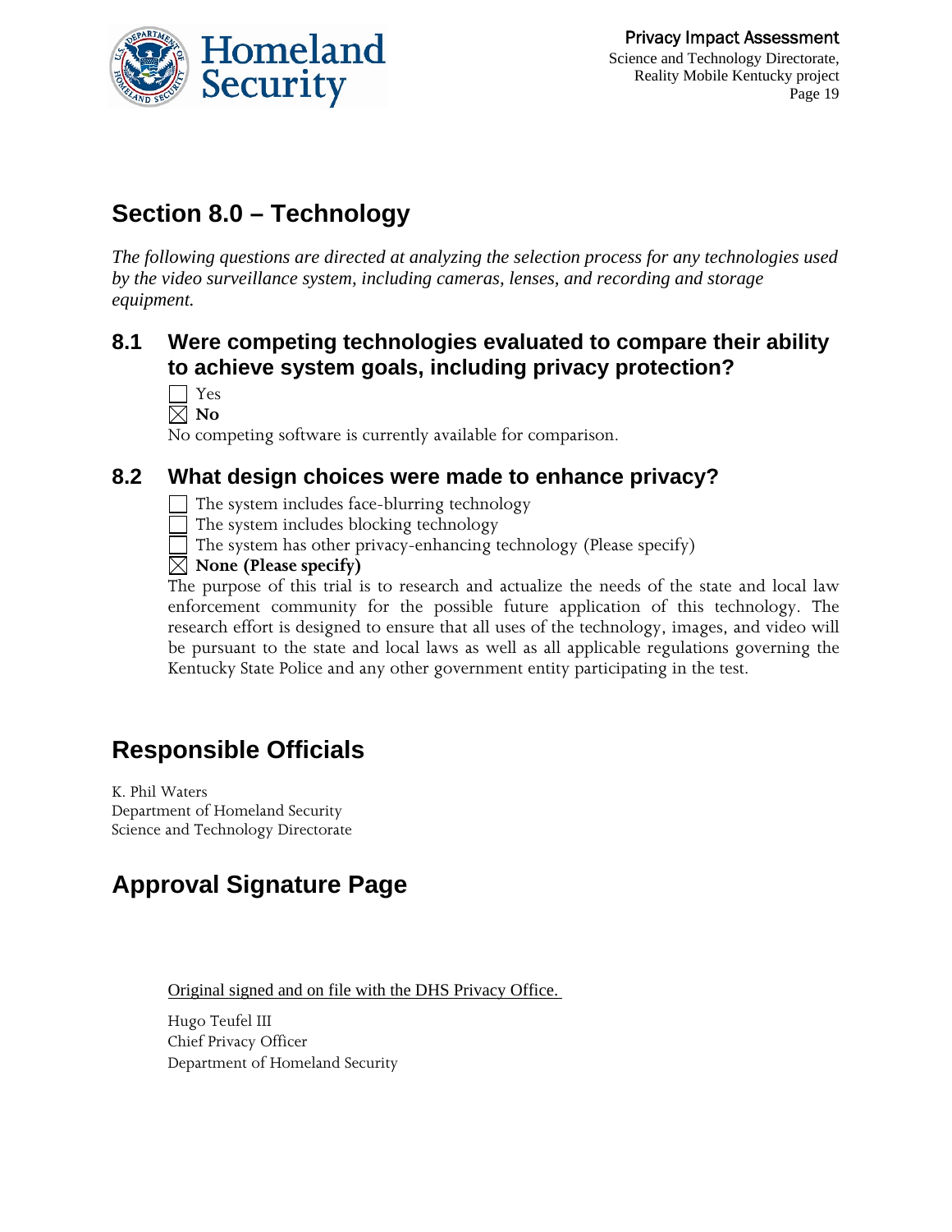## Section 8.0 – Technology

*The following questions are directed at analyzing the selection process for any technologies used by the video surveillance system, including cameras, lenses, and recording and storage equipment.*

### 8.1 Were competing technologies evaluated to compare their ability to achieve system goals, including privacy protection?

☐ Yes
☒ **No**

No competing software is currently available for comparison.

### 8.2 What design choices were made to enhance privacy?

☐ The system includes face-blurring technology
☐ The system includes blocking technology
☐ The system has other privacy-enhancing technology (Please specify)
☒ **None (Please specify)**

The purpose of this trial is to research and actualize the needs of the state and local law enforcement community for the possible future application of this technology. The research effort is designed to ensure that all uses of the technology, images, and video will be pursuant to the state and local laws as well as all applicable regulations governing the Kentucky State Police and any other government entity participating in the test.

## Responsible Officials

K. Phil Waters
Department of Homeland Security
Science and Technology Directorate

## Approval Signature Page

Original signed and on file with the DHS Privacy Office.

Hugo Teufel III
Chief Privacy Officer
Department of Homeland Security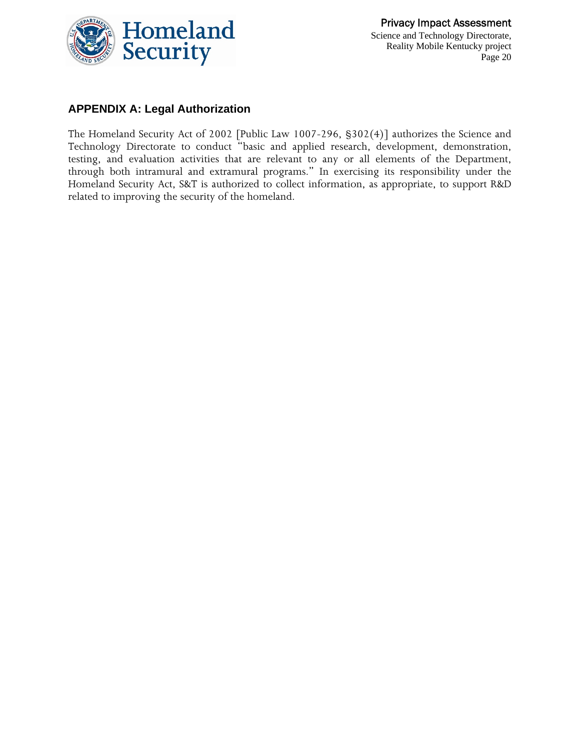## APPENDIX A: Legal Authorization

The Homeland Security Act of 2002 [Public Law 1007-296, §302(4)] authorizes the Science and Technology Directorate to conduct "basic and applied research, development, demonstration, testing, and evaluation activities that are relevant to any or all elements of the Department, through both intramural and extramural programs." In exercising its responsibility under the Homeland Security Act, S&T is authorized to collect information, as appropriate, to support R&D related to improving the security of the homeland.